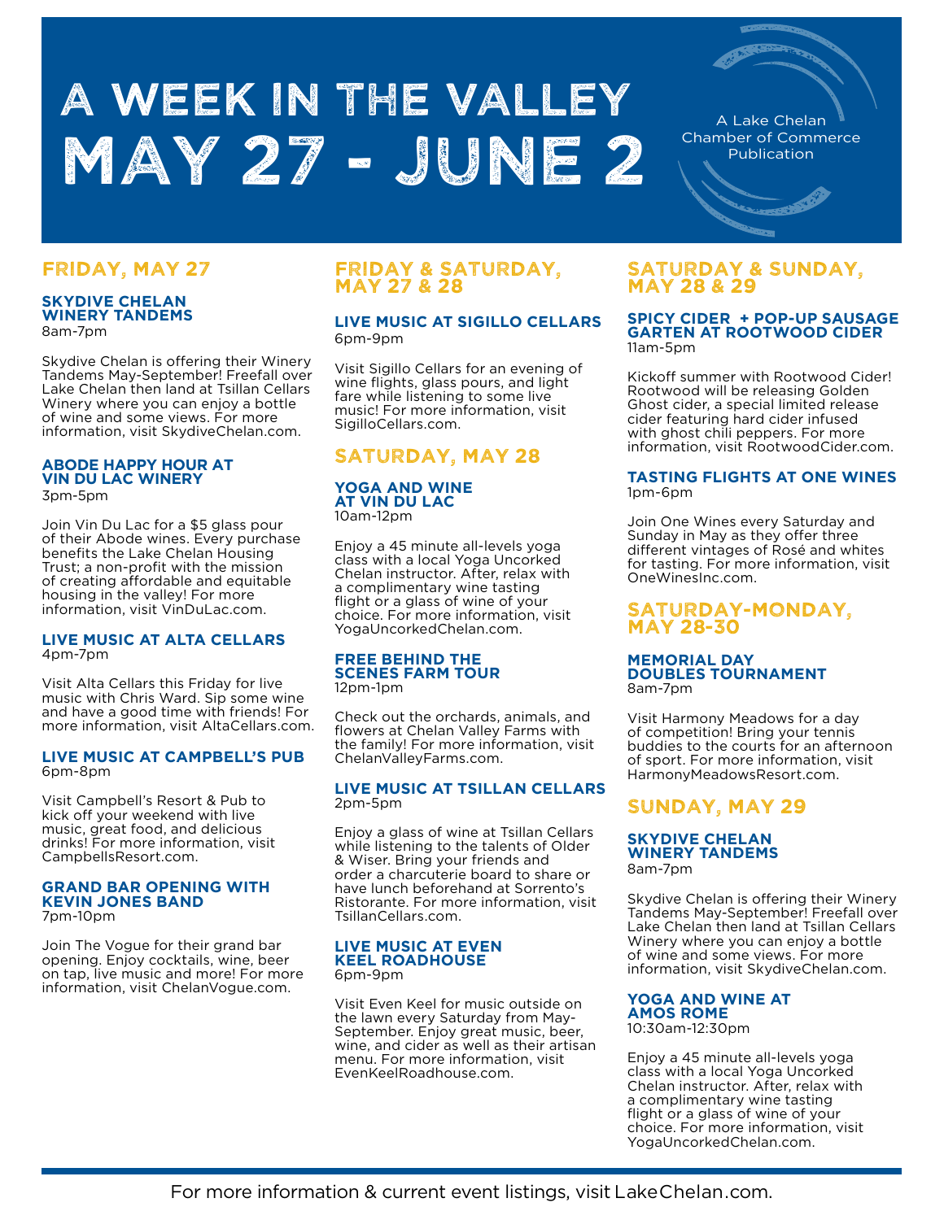# A WEEK IN THE VALLEY
# MAY 27 - JUNE 2

A Lake Chelan Chamber of Commerce Publication

## FRIDAY, MAY 27

### SKYDIVE CHELAN WINERY TANDEMS
8am-7pm

Skydive Chelan is offering their Winery Tandems May-September! Freefall over Lake Chelan then land at Tsillan Cellars Winery where you can enjoy a bottle of wine and some views. For more information, visit SkydiveChelan.com.

### ABODE HAPPY HOUR AT VIN DU LAC WINERY
3pm-5pm

Join Vin Du Lac for a $5 glass pour of their Abode wines. Every purchase benefits the Lake Chelan Housing Trust; a non-profit with the mission of creating affordable and equitable housing in the valley! For more information, visit VinDuLac.com.

### LIVE MUSIC AT ALTA CELLARS
4pm-7pm

Visit Alta Cellars this Friday for live music with Chris Ward. Sip some wine and have a good time with friends! For more information, visit AltaCellars.com.

### LIVE MUSIC AT CAMPBELL'S PUB
6pm-8pm

Visit Campbell's Resort & Pub to kick off your weekend with live music, great food, and delicious drinks! For more information, visit CampbellsResort.com.

### GRAND BAR OPENING WITH KEVIN JONES BAND
7pm-10pm

Join The Vogue for their grand bar opening. Enjoy cocktails, wine, beer on tap, live music and more! For more information, visit ChelanVogue.com.

## FRIDAY & SATURDAY, MAY 27 & 28

### LIVE MUSIC AT SIGILLO CELLARS
6pm-9pm

Visit Sigillo Cellars for an evening of wine flights, glass pours, and light fare while listening to some live music! For more information, visit SigilloCellars.com.

## SATURDAY, MAY 28

### YOGA AND WINE AT VIN DU LAC
10am-12pm

Enjoy a 45 minute all-levels yoga class with a local Yoga Uncorked Chelan instructor. After, relax with a complimentary wine tasting flight or a glass of wine of your choice. For more information, visit YogaUncorkedChelan.com.

### FREE BEHIND THE SCENES FARM TOUR
12pm-1pm

Check out the orchards, animals, and flowers at Chelan Valley Farms with the family! For more information, visit ChelanValleyFarms.com.

### LIVE MUSIC AT TSILLAN CELLARS
2pm-5pm

Enjoy a glass of wine at Tsillan Cellars while listening to the talents of Older & Wiser. Bring your friends and order a charcuterie board to share or have lunch beforehand at Sorrento's Ristorante. For more information, visit TsillanCellars.com.

### LIVE MUSIC AT EVEN KEEL ROADHOUSE
6pm-9pm

Visit Even Keel for music outside on the lawn every Saturday from May-September. Enjoy great music, beer, wine, and cider as well as their artisan menu. For more information, visit EvenKeelRoadhouse.com.

## SATURDAY & SUNDAY, MAY 28 & 29

### SPICY CIDER + POP-UP SAUSAGE GARTEN AT ROOTWOOD CIDER
11am-5pm

Kickoff summer with Rootwood Cider! Rootwood will be releasing Golden Ghost cider, a special limited release cider featuring hard cider infused with ghost chili peppers. For more information, visit RootwoodCider.com.

### TASTING FLIGHTS AT ONE WINES
1pm-6pm

Join One Wines every Saturday and Sunday in May as they offer three different vintages of Rosé and whites for tasting. For more information, visit OneWinesInc.com.

## SATURDAY-MONDAY, MAY 28-30

### MEMORIAL DAY DOUBLES TOURNAMENT
8am-7pm

Visit Harmony Meadows for a day of competition! Bring your tennis buddies to the courts for an afternoon of sport. For more information, visit HarmonyMeadowsResort.com.

## SUNDAY, MAY 29

### SKYDIVE CHELAN WINERY TANDEMS
8am-7pm

Skydive Chelan is offering their Winery Tandems May-September! Freefall over Lake Chelan then land at Tsillan Cellars Winery where you can enjoy a bottle of wine and some views. For more information, visit SkydiveChelan.com.

### YOGA AND WINE AT AMOS ROME
10:30am-12:30pm

Enjoy a 45 minute all-levels yoga class with a local Yoga Uncorked Chelan instructor. After, relax with a complimentary wine tasting flight or a glass of wine of your choice. For more information, visit YogaUncorkedChelan.com.

For more information & current event listings, visit LakeChelan.com.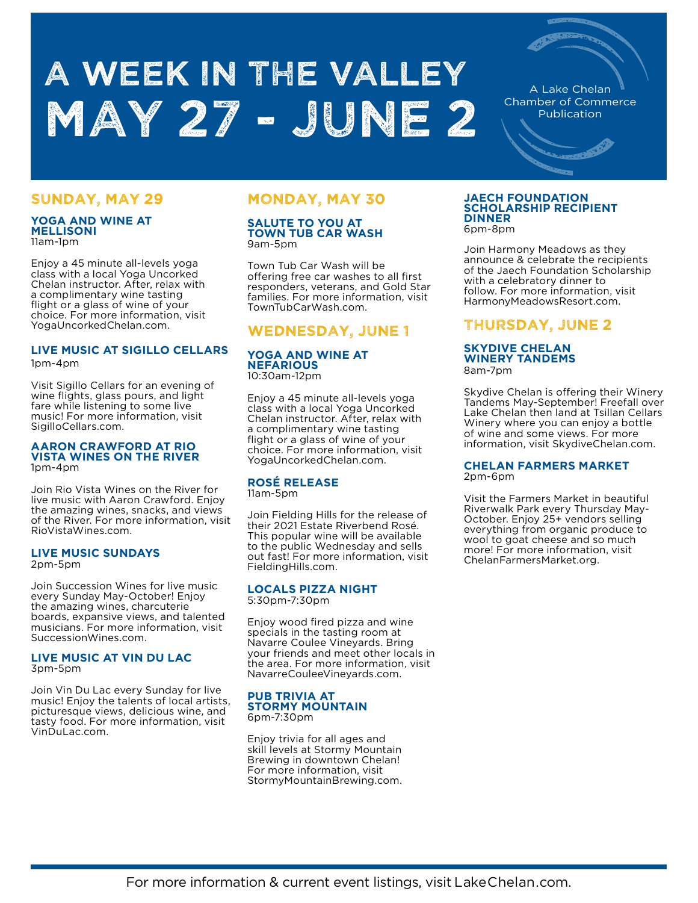# A WEEK IN THE VALLEY MAY 27 - JUNE 2

A Lake Chelan Chamber of Commerce Publication

## SUNDAY, MAY 29

### YOGA AND WINE AT MELLISONI
11am-1pm

Enjoy a 45 minute all-levels yoga class with a local Yoga Uncorked Chelan instructor. After, relax with a complimentary wine tasting flight or a glass of wine of your choice. For more information, visit YogaUncorkedChelan.com.

### LIVE MUSIC AT SIGILLO CELLARS
1pm-4pm

Visit Sigillo Cellars for an evening of wine flights, glass pours, and light fare while listening to some live music! For more information, visit SigilloCellars.com.

### AARON CRAWFORD AT RIO VISTA WINES ON THE RIVER
1pm-4pm

Join Rio Vista Wines on the River for live music with Aaron Crawford. Enjoy the amazing wines, snacks, and views of the River. For more information, visit RioVistaWines.com.

### LIVE MUSIC SUNDAYS
2pm-5pm

Join Succession Wines for live music every Sunday May-October! Enjoy the amazing wines, charcuterie boards, expansive views, and talented musicians. For more information, visit SuccessionWines.com.

### LIVE MUSIC AT VIN DU LAC
3pm-5pm

Join Vin Du Lac every Sunday for live music! Enjoy the talents of local artists, picturesque views, delicious wine, and tasty food. For more information, visit VinDuLac.com.

## MONDAY, MAY 30

### SALUTE TO YOU AT TOWN TUB CAR WASH
9am-5pm

Town Tub Car Wash will be offering free car washes to all first responders, veterans, and Gold Star families. For more information, visit TownTubCarWash.com.

## WEDNESDAY, JUNE 1

### YOGA AND WINE AT NEFARIOUS
10:30am-12pm

Enjoy a 45 minute all-levels yoga class with a local Yoga Uncorked Chelan instructor. After, relax with a complimentary wine tasting flight or a glass of wine of your choice. For more information, visit YogaUncorkedChelan.com.

### ROSÉ RELEASE
11am-5pm

Join Fielding Hills for the release of their 2021 Estate Riverbend Rosé. This popular wine will be available to the public Wednesday and sells out fast! For more information, visit FieldingHills.com.

### LOCALS PIZZA NIGHT
5:30pm-7:30pm

Enjoy wood fired pizza and wine specials in the tasting room at Navarre Coulee Vineyards. Bring your friends and meet other locals in the area. For more information, visit NavarreCouleeVineyards.com.

### PUB TRIVIA AT STORMY MOUNTAIN
6pm-7:30pm

Enjoy trivia for all ages and skill levels at Stormy Mountain Brewing in downtown Chelan! For more information, visit StormyMountainBrewing.com.

### JAECH FOUNDATION SCHOLARSHIP RECIPIENT DINNER
6pm-8pm

Join Harmony Meadows as they announce & celebrate the recipients of the Jaech Foundation Scholarship with a celebratory dinner to follow. For more information, visit HarmonyMeadowsResort.com.

## THURSDAY, JUNE 2

### SKYDIVE CHELAN WINERY TANDEMS
8am-7pm

Skydive Chelan is offering their Winery Tandems May-September! Freefall over Lake Chelan then land at Tsillan Cellars Winery where you can enjoy a bottle of wine and some views. For more information, visit SkydiveChelan.com.

### CHELAN FARMERS MARKET
2pm-6pm

Visit the Farmers Market in beautiful Riverwalk Park every Thursday May-October. Enjoy 25+ vendors selling everything from organic produce to wool to goat cheese and so much more! For more information, visit ChelanFarmersMarket.org.

For more information & current event listings, visit LakeChelan.com.